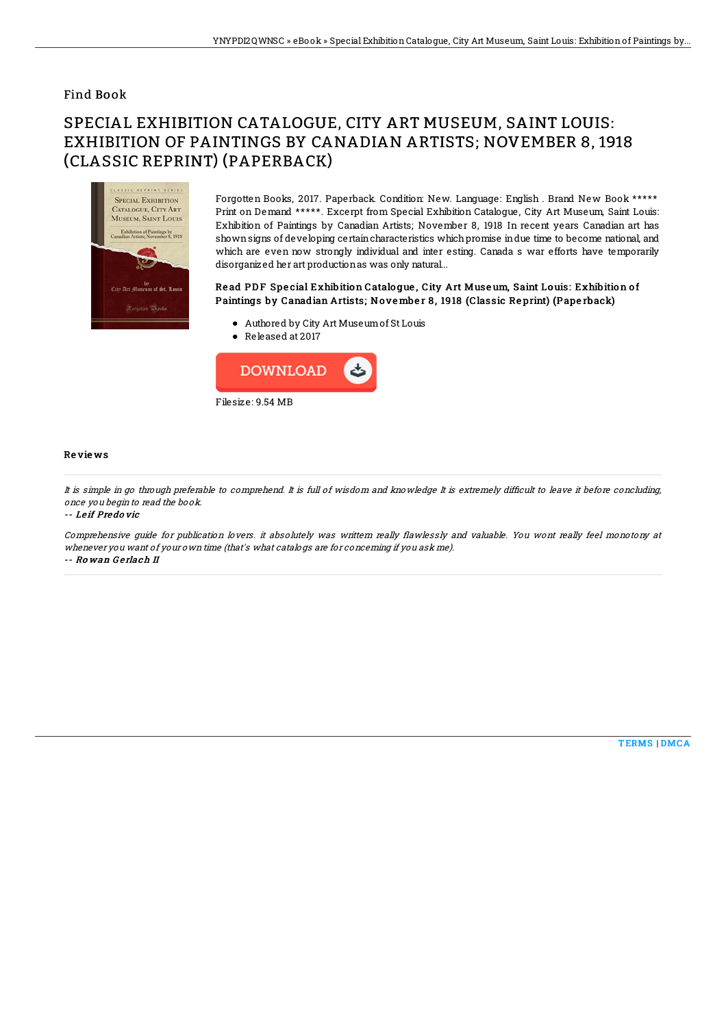# Find Book

## SPECIAL EXHIBITION CATALOGUE, CITY ART MUSEUM, SAINT LOUIS: EXHIBITION OF PAINTINGS BY CANADIAN ARTISTS; NOVEMBER 8, 1918 (CLASSIC REPRINT) (PAPERBACK)

Forgotten Books, 2017. Paperback. Condition: New. Language: English . Brand New Book ***** Print on Demand *****. Excerpt from Special Exhibition Catalogue, City Art Museum, Saint Louis: Exhibition of Paintings by Canadian Artists; November 8, 1918 In recent years Canadian art has shown signs of developing certain characteristics which promise in due time to become national, and which are even now strongly individual and inter esting. Canada s war efforts have temporarily disorganized her art production as was only natural...

### Read PDF Special Exhibition Catalogue, City Art Museum, Saint Louis: Exhibition of Paintings by Canadian Artists; November 8, 1918 (Classic Reprint) (Paperback)

- Authored by City Art Museum of St Louis
- Released at 2017

DOWNLOAD

Filesize: 9.54 MB

### Reviews

*It is simple in go through preferable to comprehend. It is full of wisdom and knowledge It is extremely difficult to leave it before concluding, once you begin to read the book.*

*-- Leif Predovic*

*Comprehensive guide for publication lovers. it absolutely was writtern really flawlessly and valuable. You wont really feel monotony at whenever you want of your own time (that's what catalogs are for concerning if you ask me).*

*-- Rowan Gerlach II*

TERMS | DMCA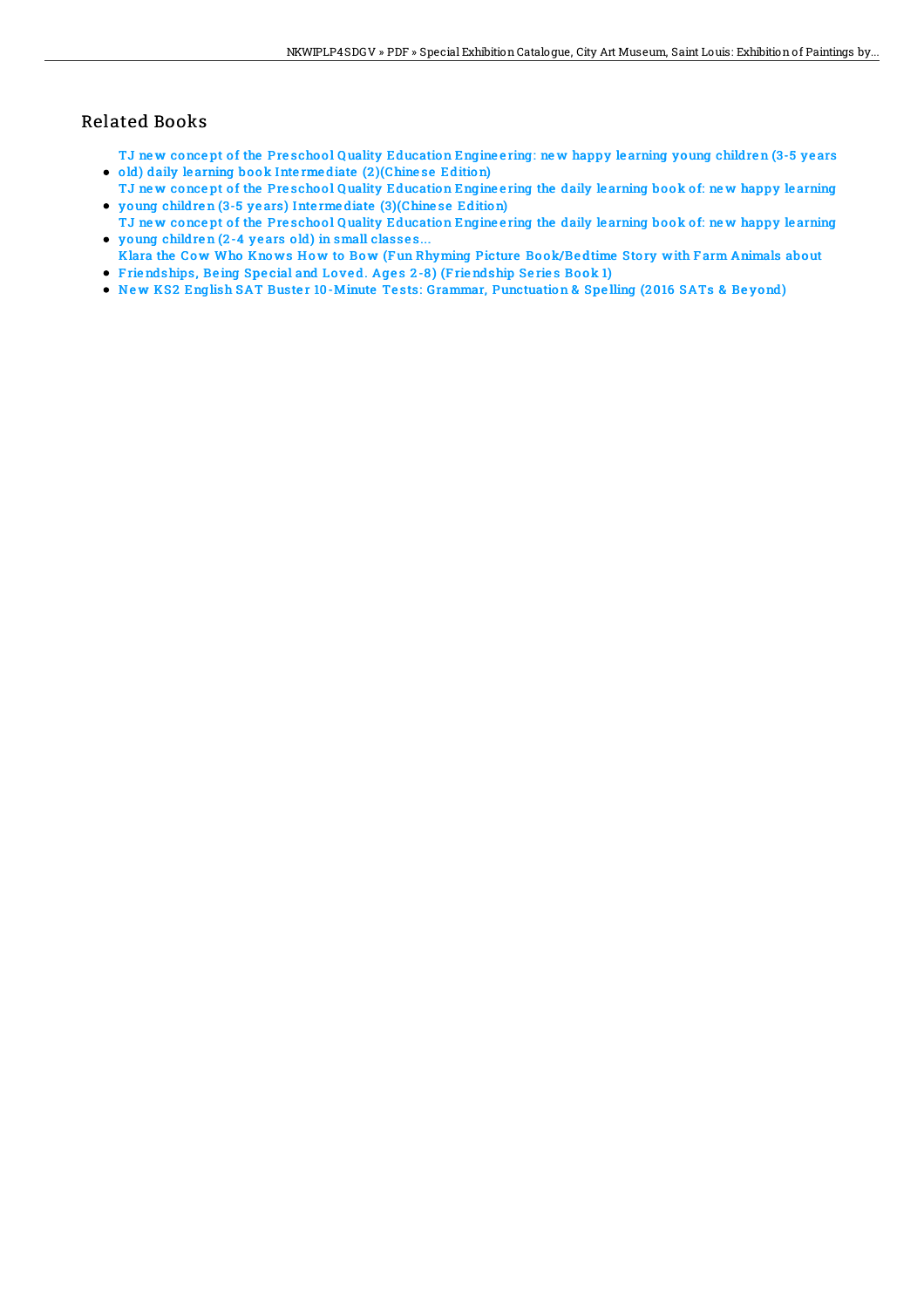## Related Books

- TJ new concept of the Preschool Quality Education Engineering: new happy learning young children (3-5 years old) daily learning book Intermediate (2)(Chinese Edition)
- TJ new concept of the Preschool Quality Education Engineering the daily learning book of: new happy learning young children (3-5 years) Intermediate (3)(Chinese Edition)
- TJ new concept of the Preschool Quality Education Engineering the daily learning book of: new happy learning young children (2-4 years old) in small classes...
- Klara the Cow Who Knows How to Bow (Fun Rhyming Picture Book/Bedtime Story with Farm Animals about Friendships, Being Special and Loved. Ages 2-8) (Friendship Series Book 1)
- New KS2 English SAT Buster 10-Minute Tests: Grammar, Punctuation & Spelling (2016 SATs & Beyond)